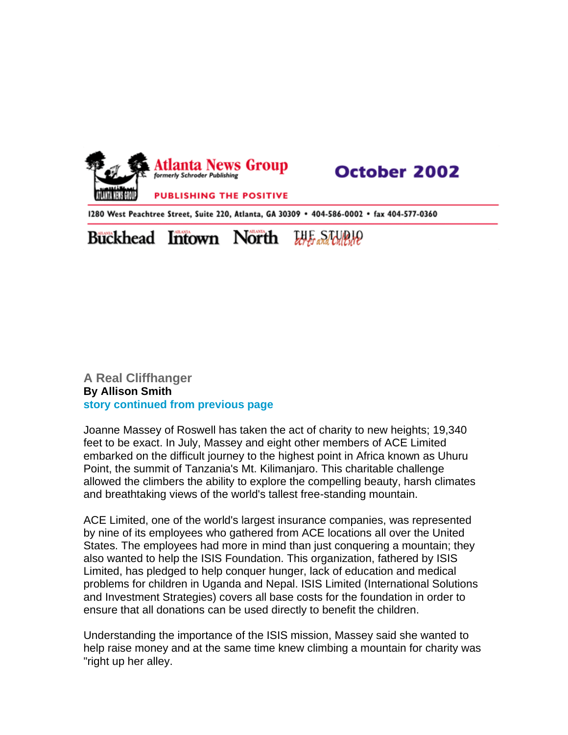Atlanta News Group
formerly Schroder Publishing

PUBLISHING THE POSITIVE

October 2002

1280 West Peachtree Street, Suite 220, Atlanta, GA 30309 • 404-586-0002 • fax 404-577-0360

Buckhead Intown North THE STUDIO Arts and Culture

## A Real Cliffhanger

**By Allison Smith**

**story continued from previous page**

Joanne Massey of Roswell has taken the act of charity to new heights; 19,340 feet to be exact. In July, Massey and eight other members of ACE Limited embarked on the difficult journey to the highest point in Africa known as Uhuru Point, the summit of Tanzania's Mt. Kilimanjaro. This charitable challenge allowed the climbers the ability to explore the compelling beauty, harsh climates and breathtaking views of the world's tallest free-standing mountain.

ACE Limited, one of the world's largest insurance companies, was represented by nine of its employees who gathered from ACE locations all over the United States. The employees had more in mind than just conquering a mountain; they also wanted to help the ISIS Foundation. This organization, fathered by ISIS Limited, has pledged to help conquer hunger, lack of education and medical problems for children in Uganda and Nepal. ISIS Limited (International Solutions and Investment Strategies) covers all base costs for the foundation in order to ensure that all donations can be used directly to benefit the children.

Understanding the importance of the ISIS mission, Massey said she wanted to help raise money and at the same time knew climbing a mountain for charity was "right up her alley.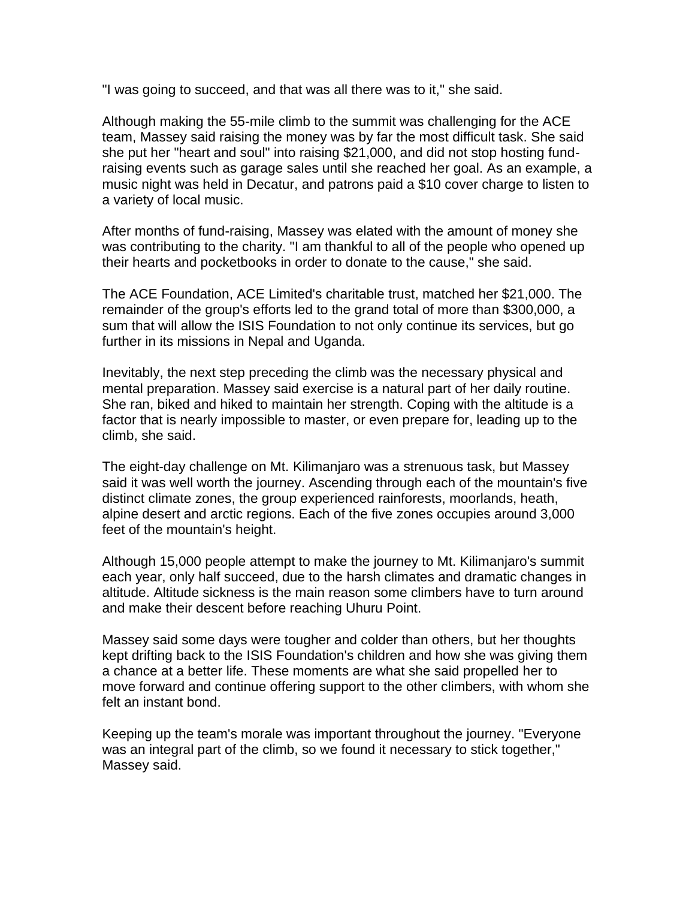"I was going to succeed, and that was all there was to it," she said.

Although making the 55-mile climb to the summit was challenging for the ACE team, Massey said raising the money was by far the most difficult task. She said she put her "heart and soul" into raising $21,000, and did not stop hosting fund-raising events such as garage sales until she reached her goal. As an example, a music night was held in Decatur, and patrons paid a $10 cover charge to listen to a variety of local music.

After months of fund-raising, Massey was elated with the amount of money she was contributing to the charity. "I am thankful to all of the people who opened up their hearts and pocketbooks in order to donate to the cause," she said.

The ACE Foundation, ACE Limited's charitable trust, matched her $21,000. The remainder of the group's efforts led to the grand total of more than $300,000, a sum that will allow the ISIS Foundation to not only continue its services, but go further in its missions in Nepal and Uganda.

Inevitably, the next step preceding the climb was the necessary physical and mental preparation. Massey said exercise is a natural part of her daily routine. She ran, biked and hiked to maintain her strength. Coping with the altitude is a factor that is nearly impossible to master, or even prepare for, leading up to the climb, she said.

The eight-day challenge on Mt. Kilimanjaro was a strenuous task, but Massey said it was well worth the journey. Ascending through each of the mountain's five distinct climate zones, the group experienced rainforests, moorlands, heath, alpine desert and arctic regions. Each of the five zones occupies around 3,000 feet of the mountain's height.

Although 15,000 people attempt to make the journey to Mt. Kilimanjaro's summit each year, only half succeed, due to the harsh climates and dramatic changes in altitude. Altitude sickness is the main reason some climbers have to turn around and make their descent before reaching Uhuru Point.

Massey said some days were tougher and colder than others, but her thoughts kept drifting back to the ISIS Foundation's children and how she was giving them a chance at a better life. These moments are what she said propelled her to move forward and continue offering support to the other climbers, with whom she felt an instant bond.

Keeping up the team's morale was important throughout the journey. "Everyone was an integral part of the climb, so we found it necessary to stick together," Massey said.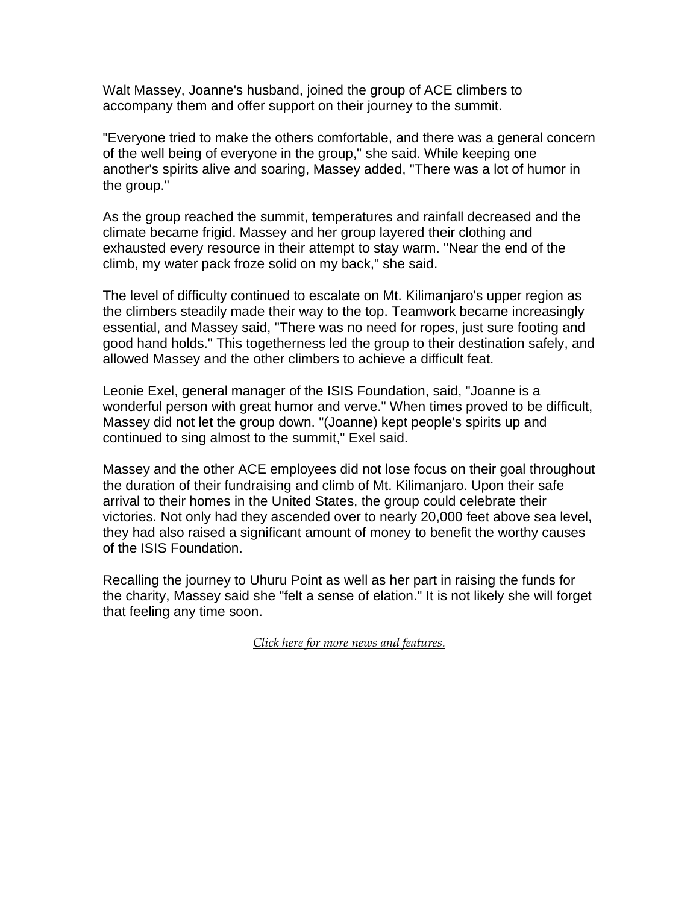Walt Massey, Joanne's husband, joined the group of ACE climbers to accompany them and offer support on their journey to the summit.

"Everyone tried to make the others comfortable, and there was a general concern of the well being of everyone in the group," she said. While keeping one another's spirits alive and soaring, Massey added, "There was a lot of humor in the group."

As the group reached the summit, temperatures and rainfall decreased and the climate became frigid. Massey and her group layered their clothing and exhausted every resource in their attempt to stay warm. "Near the end of the climb, my water pack froze solid on my back," she said.

The level of difficulty continued to escalate on Mt. Kilimanjaro's upper region as the climbers steadily made their way to the top. Teamwork became increasingly essential, and Massey said, "There was no need for ropes, just sure footing and good hand holds." This togetherness led the group to their destination safely, and allowed Massey and the other climbers to achieve a difficult feat.

Leonie Exel, general manager of the ISIS Foundation, said, "Joanne is a wonderful person with great humor and verve." When times proved to be difficult, Massey did not let the group down. "(Joanne) kept people's spirits up and continued to sing almost to the summit," Exel said.

Massey and the other ACE employees did not lose focus on their goal throughout the duration of their fundraising and climb of Mt. Kilimanjaro. Upon their safe arrival to their homes in the United States, the group could celebrate their victories. Not only had they ascended over to nearly 20,000 feet above sea level, they had also raised a significant amount of money to benefit the worthy causes of the ISIS Foundation.

Recalling the journey to Uhuru Point as well as her part in raising the funds for the charity, Massey said she "felt a sense of elation." It is not likely she will forget that feeling any time soon.

*Click here for more news and features.*